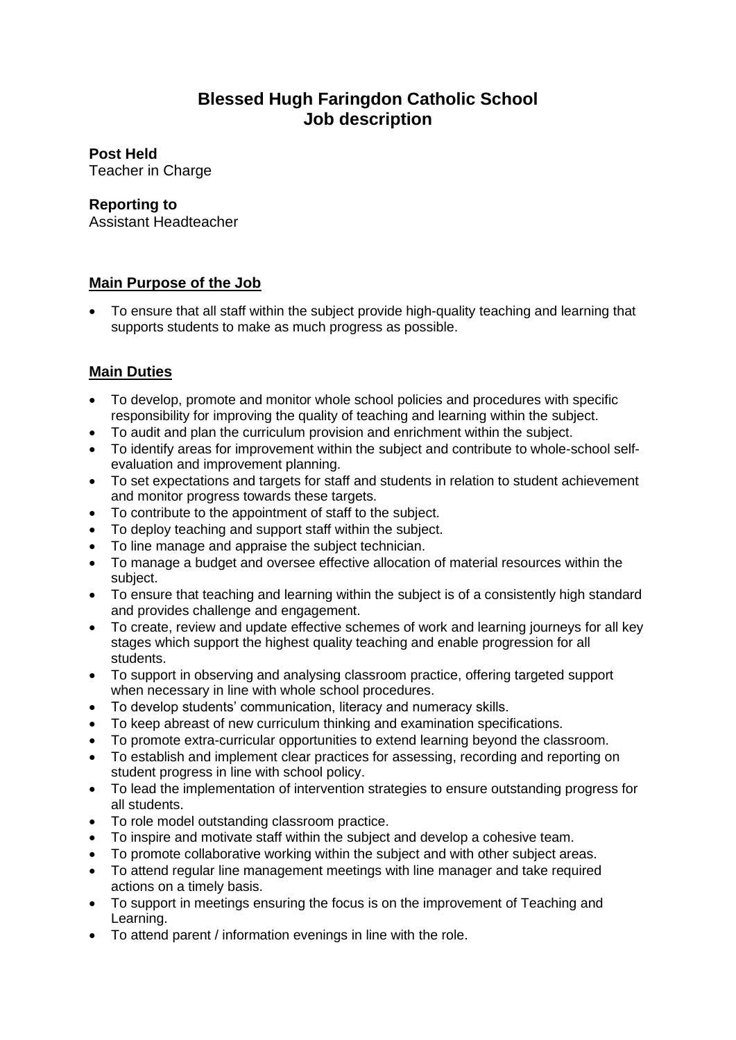# Blessed Hugh Faringdon Catholic School
# Job description

**Post Held**
Teacher in Charge

**Reporting to**
Assistant Headteacher

## Main Purpose of the Job

- To ensure that all staff within the subject provide high-quality teaching and learning that supports students to make as much progress as possible.

## Main Duties

- To develop, promote and monitor whole school policies and procedures with specific responsibility for improving the quality of teaching and learning within the subject.
- To audit and plan the curriculum provision and enrichment within the subject.
- To identify areas for improvement within the subject and contribute to whole-school self-evaluation and improvement planning.
- To set expectations and targets for staff and students in relation to student achievement and monitor progress towards these targets.
- To contribute to the appointment of staff to the subject.
- To deploy teaching and support staff within the subject.
- To line manage and appraise the subject technician.
- To manage a budget and oversee effective allocation of material resources within the subject.
- To ensure that teaching and learning within the subject is of a consistently high standard and provides challenge and engagement.
- To create, review and update effective schemes of work and learning journeys for all key stages which support the highest quality teaching and enable progression for all students.
- To support in observing and analysing classroom practice, offering targeted support when necessary in line with whole school procedures.
- To develop students' communication, literacy and numeracy skills.
- To keep abreast of new curriculum thinking and examination specifications.
- To promote extra-curricular opportunities to extend learning beyond the classroom.
- To establish and implement clear practices for assessing, recording and reporting on student progress in line with school policy.
- To lead the implementation of intervention strategies to ensure outstanding progress for all students.
- To role model outstanding classroom practice.
- To inspire and motivate staff within the subject and develop a cohesive team.
- To promote collaborative working within the subject and with other subject areas.
- To attend regular line management meetings with line manager and take required actions on a timely basis.
- To support in meetings ensuring the focus is on the improvement of Teaching and Learning.
- To attend parent / information evenings in line with the role.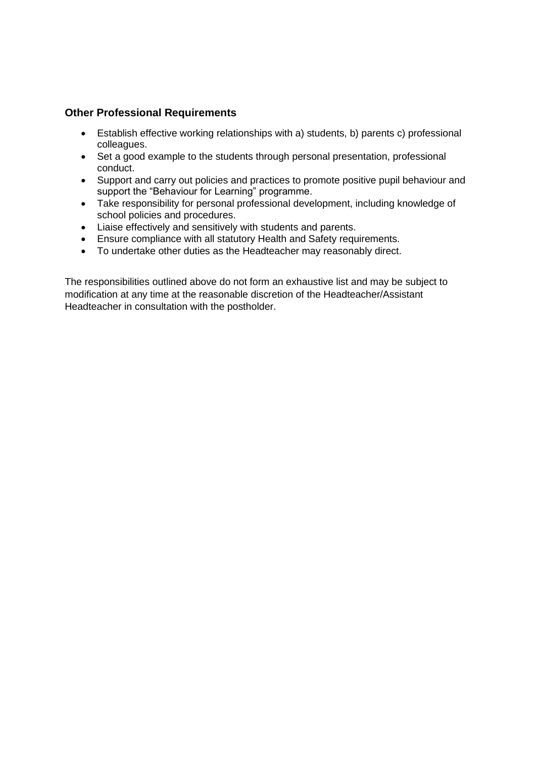### Other Professional Requirements

- Establish effective working relationships with a) students, b) parents c) professional colleagues.
- Set a good example to the students through personal presentation, professional conduct.
- Support and carry out policies and practices to promote positive pupil behaviour and support the "Behaviour for Learning" programme.
- Take responsibility for personal professional development, including knowledge of school policies and procedures.
- Liaise effectively and sensitively with students and parents.
- Ensure compliance with all statutory Health and Safety requirements.
- To undertake other duties as the Headteacher may reasonably direct.

The responsibilities outlined above do not form an exhaustive list and may be subject to modification at any time at the reasonable discretion of the Headteacher/Assistant Headteacher in consultation with the postholder.